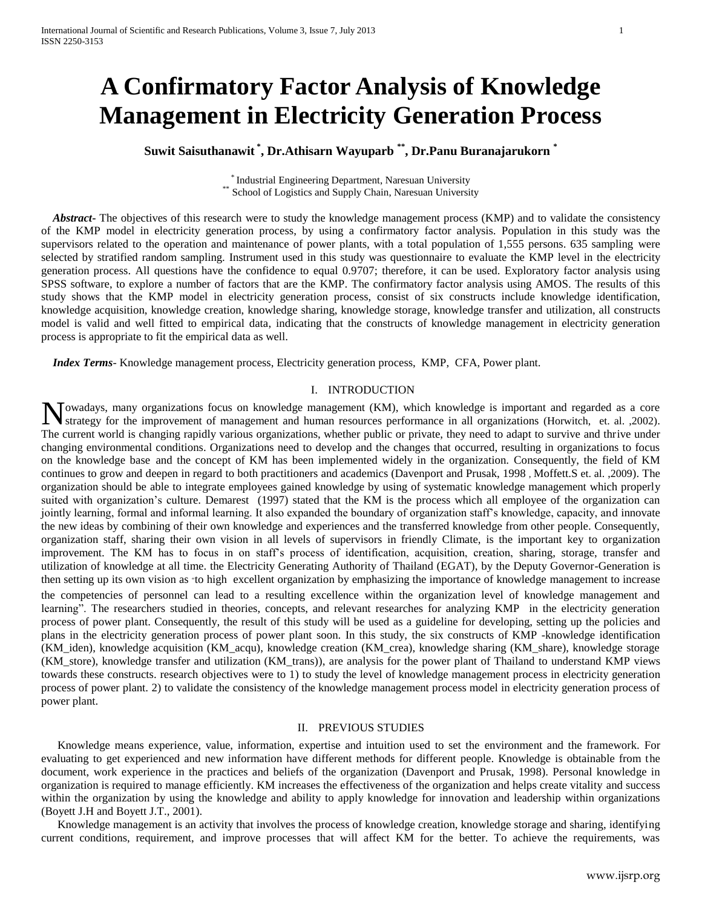# A Confirmatory Factor Analysis of Knowledge Management in Electricity Generation Process

**Suwit Saisuthanawit [*], Dr.Athisarn Wayuparb [**], Dr.Panu Buranajarukorn [*]**

[*] Industrial Engineering Department, Naresuan University
[**] School of Logistics and Supply Chain, Naresuan University

***Abstract-*** The objectives of this research were to study the knowledge management process (KMP) and to validate the consistency of the KMP model in electricity generation process, by using a confirmatory factor analysis. Population in this study was the supervisors related to the operation and maintenance of power plants, with a total population of 1,555 persons. 635 sampling were selected by stratified random sampling. Instrument used in this study was questionnaire to evaluate the KMP level in the electricity generation process. All questions have the confidence to equal 0.9707; therefore, it can be used. Exploratory factor analysis using SPSS software, to explore a number of factors that are the KMP. The confirmatory factor analysis using AMOS. The results of this study shows that the KMP model in electricity generation process, consist of six constructs include knowledge identification, knowledge acquisition, knowledge creation, knowledge sharing, knowledge storage, knowledge transfer and utilization, all constructs model is valid and well fitted to empirical data, indicating that the constructs of knowledge management in electricity generation process is appropriate to fit the empirical data as well.

***Index Terms*****-** Knowledge management process, Electricity generation process, KMP, CFA, Power plant.

## I. INTRODUCTION

Nowadays, many organizations focus on knowledge management (KM), which knowledge is important and regarded as a core strategy for the improvement of management and human resources performance in all organizations (Horwitch, et. al. ,2002). The current world is changing rapidly various organizations, whether public or private, they need to adapt to survive and thrive under changing environmental conditions. Organizations need to develop and the changes that occurred, resulting in organizations to focus on the knowledge base and the concept of KM has been implemented widely in the organization. Consequently, the field of KM continues to grow and deepen in regard to both practitioners and academics (Davenport and Prusak, 1998 , Moffett.S et. al. ,2009). The organization should be able to integrate employees gained knowledge by using of systematic knowledge management which properly suited with organization's culture. Demarest (1997) stated that the KM is the process which all employee of the organization can jointly learning, formal and informal learning. It also expanded the boundary of organization staff's knowledge, capacity, and innovate the new ideas by combining of their own knowledge and experiences and the transferred knowledge from other people. Consequently, organization staff, sharing their own vision in all levels of supervisors in friendly Climate, is the important key to organization improvement. The KM has to focus in on staff's process of identification, acquisition, creation, sharing, storage, transfer and utilization of knowledge at all time. the Electricity Generating Authority of Thailand (EGAT), by the Deputy Governor-Generation is then setting up its own vision as "to high excellent organization by emphasizing the importance of knowledge management to increase the competencies of personnel can lead to a resulting excellence within the organization level of knowledge management and learning". The researchers studied in theories, concepts, and relevant researches for analyzing KMP in the electricity generation process of power plant. Consequently, the result of this study will be used as a guideline for developing, setting up the policies and plans in the electricity generation process of power plant soon. In this study, the six constructs of KMP -knowledge identification (KM_iden), knowledge acquisition (KM_acqu), knowledge creation (KM_crea), knowledge sharing (KM_share), knowledge storage (KM_store), knowledge transfer and utilization (KM_trans)), are analysis for the power plant of Thailand to understand KMP views towards these constructs. research objectives were to 1) to study the level of knowledge management process in electricity generation process of power plant. 2) to validate the consistency of the knowledge management process model in electricity generation process of power plant.

## II. PREVIOUS STUDIES

Knowledge means experience, value, information, expertise and intuition used to set the environment and the framework. For evaluating to get experienced and new information have different methods for different people. Knowledge is obtainable from the document, work experience in the practices and beliefs of the organization (Davenport and Prusak, 1998). Personal knowledge in organization is required to manage efficiently. KM increases the effectiveness of the organization and helps create vitality and success within the organization by using the knowledge and ability to apply knowledge for innovation and leadership within organizations (Boyett J.H and Boyett J.T., 2001).

Knowledge management is an activity that involves the process of knowledge creation, knowledge storage and sharing, identifying current conditions, requirement, and improve processes that will affect KM for the better. To achieve the requirements, was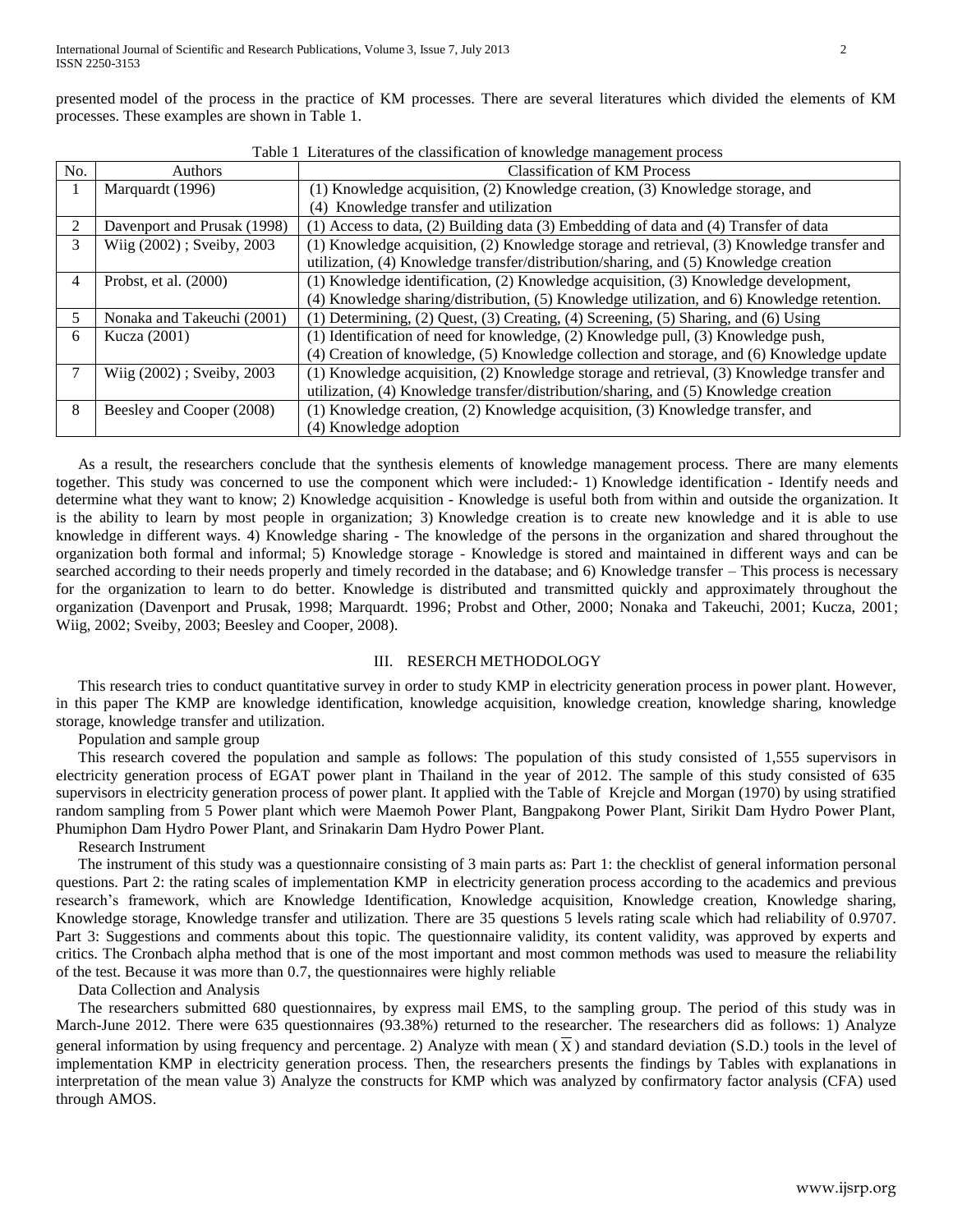presented model of the process in the practice of KM processes. There are several literatures which divided the elements of KM processes. These examples are shown in Table 1.

Table 1 Literatures of the classification of knowledge management process

| No. | Authors | Classification of KM Process |
|---|---|---|
| 1 | Marquardt (1996) | (1) Knowledge acquisition, (2) Knowledge creation, (3) Knowledge storage, and (4) Knowledge transfer and utilization |
| 2 | Davenport and Prusak (1998) | (1) Access to data, (2) Building data (3) Embedding of data and (4) Transfer of data |
| 3 | Wiig (2002) ; Sveiby, 2003 | (1) Knowledge acquisition, (2) Knowledge storage and retrieval, (3) Knowledge transfer and utilization, (4) Knowledge transfer/distribution/sharing, and (5) Knowledge creation |
| 4 | Probst, et al. (2000) | (1) Knowledge identification, (2) Knowledge acquisition, (3) Knowledge development, (4) Knowledge sharing/distribution, (5) Knowledge utilization, and 6) Knowledge retention. |
| 5 | Nonaka and Takeuchi (2001) | (1) Determining, (2) Quest, (3) Creating, (4) Screening, (5) Sharing, and (6) Using |
| 6 | Kucza (2001) | (1) Identification of need for knowledge, (2) Knowledge pull, (3) Knowledge push, (4) Creation of knowledge, (5) Knowledge collection and storage, and (6) Knowledge update |
| 7 | Wiig (2002) ; Sveiby, 2003 | (1) Knowledge acquisition, (2) Knowledge storage and retrieval, (3) Knowledge transfer and utilization, (4) Knowledge transfer/distribution/sharing, and (5) Knowledge creation |
| 8 | Beesley and Cooper (2008) | (1) Knowledge creation, (2) Knowledge acquisition, (3) Knowledge transfer, and (4) Knowledge adoption |

As a result, the researchers conclude that the synthesis elements of knowledge management process. There are many elements together. This study was concerned to use the component which were included:- 1) Knowledge identification - Identify needs and determine what they want to know; 2) Knowledge acquisition - Knowledge is useful both from within and outside the organization. It is the ability to learn by most people in organization; 3) Knowledge creation is to create new knowledge and it is able to use knowledge in different ways. 4) Knowledge sharing - The knowledge of the persons in the organization and shared throughout the organization both formal and informal; 5) Knowledge storage - Knowledge is stored and maintained in different ways and can be searched according to their needs properly and timely recorded in the database; and 6) Knowledge transfer – This process is necessary for the organization to learn to do better. Knowledge is distributed and transmitted quickly and approximately throughout the organization (Davenport and Prusak, 1998; Marquardt. 1996; Probst and Other, 2000; Nonaka and Takeuchi, 2001; Kucza, 2001; Wiig, 2002; Sveiby, 2003; Beesley and Cooper, 2008).

## III. RESERCH METHODOLOGY

This research tries to conduct quantitative survey in order to study KMP in electricity generation process in power plant. However, in this paper The KMP are knowledge identification, knowledge acquisition, knowledge creation, knowledge sharing, knowledge storage, knowledge transfer and utilization.

Population and sample group

This research covered the population and sample as follows: The population of this study consisted of 1,555 supervisors in electricity generation process of EGAT power plant in Thailand in the year of 2012. The sample of this study consisted of 635 supervisors in electricity generation process of power plant. It applied with the Table of Krejcle and Morgan (1970) by using stratified random sampling from 5 Power plant which were Maemoh Power Plant, Bangpakong Power Plant, Sirikit Dam Hydro Power Plant, Phumiphon Dam Hydro Power Plant, and Srinakarin Dam Hydro Power Plant.

Research Instrument

The instrument of this study was a questionnaire consisting of 3 main parts as: Part 1: the checklist of general information personal questions. Part 2: the rating scales of implementation KMP in electricity generation process according to the academics and previous research's framework, which are Knowledge Identification, Knowledge acquisition, Knowledge creation, Knowledge sharing, Knowledge storage, Knowledge transfer and utilization. There are 35 questions 5 levels rating scale which had reliability of 0.9707. Part 3: Suggestions and comments about this topic. The questionnaire validity, its content validity, was approved by experts and critics. The Cronbach alpha method that is one of the most important and most common methods was used to measure the reliability of the test. Because it was more than 0.7, the questionnaires were highly reliable

Data Collection and Analysis

The researchers submitted 680 questionnaires, by express mail EMS, to the sampling group. The period of this study was in March-June 2012. There were 635 questionnaires (93.38%) returned to the researcher. The researchers did as follows: 1) Analyze general information by using frequency and percentage. 2) Analyze with mean ($\overline{X}$) and standard deviation (S.D.) tools in the level of implementation KMP in electricity generation process. Then, the researchers presents the findings by Tables with explanations in interpretation of the mean value 3) Analyze the constructs for KMP which was analyzed by confirmatory factor analysis (CFA) used through AMOS.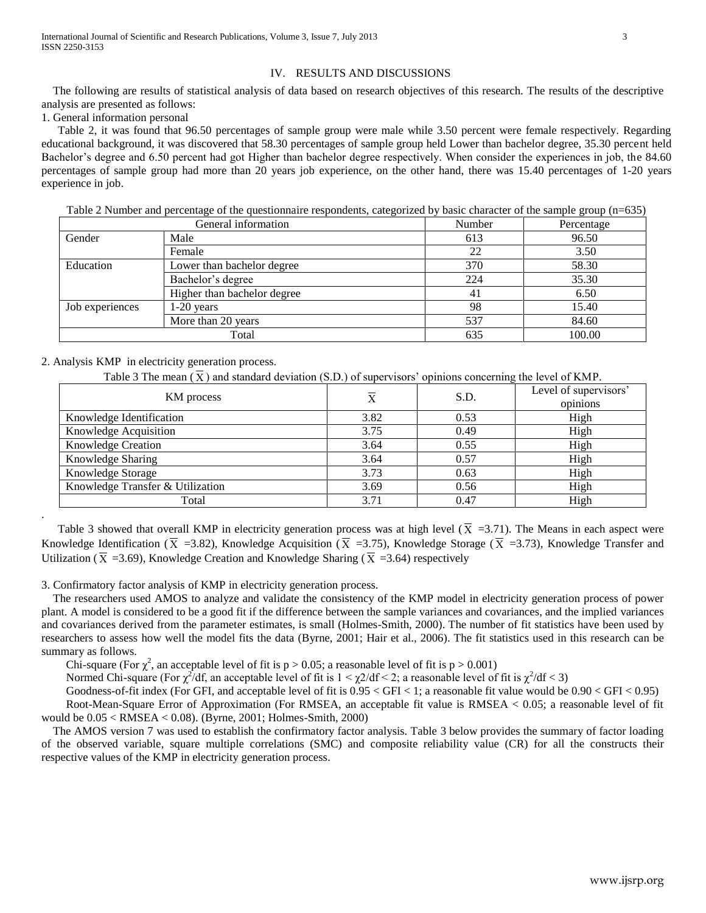## IV. RESULTS AND DISCUSSIONS

The following are results of statistical analysis of data based on research objectives of this research. The results of the descriptive analysis are presented as follows:

1. General information personal

Table 2, it was found that 96.50 percentages of sample group were male while 3.50 percent were female respectively. Regarding educational background, it was discovered that 58.30 percentages of sample group held Lower than bachelor degree, 35.30 percent held Bachelor's degree and 6.50 percent had got Higher than bachelor degree respectively. When consider the experiences in job, the 84.60 percentages of sample group had more than 20 years job experience, on the other hand, there was 15.40 percentages of 1-20 years experience in job.

Table 2 Number and percentage of the questionnaire respondents, categorized by basic character of the sample group (n=635)

| General information | | Number | Percentage |
|---|---|---|---|
| Gender | Male | 613 | 96.50 |
| | Female | 22 | 3.50 |
| Education | Lower than bachelor degree | 370 | 58.30 |
| | Bachelor's degree | 224 | 35.30 |
| | Higher than bachelor degree | 41 | 6.50 |
| Job experiences | 1-20 years | 98 | 15.40 |
| | More than 20 years | 537 | 84.60 |
| Total | | 635 | 100.00 |

2. Analysis KMP in electricity generation process.

Table 3 The mean ($\overline{X}$) and standard deviation (S.D.) of supervisors' opinions concerning the level of KMP.

| KM process | $\overline{X}$ | S.D. | Level of supervisors' opinions |
|---|---|---|---|
| Knowledge Identification | 3.82 | 0.53 | High |
| Knowledge Acquisition | 3.75 | 0.49 | High |
| Knowledge Creation | 3.64 | 0.55 | High |
| Knowledge Sharing | 3.64 | 0.57 | High |
| Knowledge Storage | 3.73 | 0.63 | High |
| Knowledge Transfer & Utilization | 3.69 | 0.56 | High |
| Total | 3.71 | 0.47 | High |

Table 3 showed that overall KMP in electricity generation process was at high level ($\overline{X}$ =3.71). The Means in each aspect were Knowledge Identification ($\overline{X}$ =3.82), Knowledge Acquisition ($\overline{X}$ =3.75), Knowledge Storage ($\overline{X}$ =3.73), Knowledge Transfer and Utilization ($\overline{X}$ =3.69), Knowledge Creation and Knowledge Sharing ($\overline{X}$ =3.64) respectively

3. Confirmatory factor analysis of KMP in electricity generation process.

The researchers used AMOS to analyze and validate the consistency of the KMP model in electricity generation process of power plant. A model is considered to be a good fit if the difference between the sample variances and covariances, and the implied variances and covariances derived from the parameter estimates, is small (Holmes-Smith, 2000). The number of fit statistics have been used by researchers to assess how well the model fits the data (Byrne, 2001; Hair et al., 2006). The fit statistics used in this research can be summary as follows.

Chi-square (For $\chi^2$, an acceptable level of fit is $p > 0.05$; a reasonable level of fit is $p > 0.001$)

Normed Chi-square (For $\chi^2$/df, an acceptable level of fit is $1 < \chi2/df < 2$; a reasonable level of fit is $\chi^2/df < 3$)

Goodness-of-fit index (For GFI, and acceptable level of fit is $0.95 < GFI < 1$; a reasonable fit value would be $0.90 < GFI < 0.95$)

Root-Mean-Square Error of Approximation (For RMSEA, an acceptable fit value is $RMSEA < 0.05$; a reasonable level of fit would be $0.05 < RMSEA < 0.08$). (Byrne, 2001; Holmes-Smith, 2000)

The AMOS version 7 was used to establish the confirmatory factor analysis. Table 3 below provides the summary of factor loading of the observed variable, square multiple correlations (SMC) and composite reliability value (CR) for all the constructs their respective values of the KMP in electricity generation process.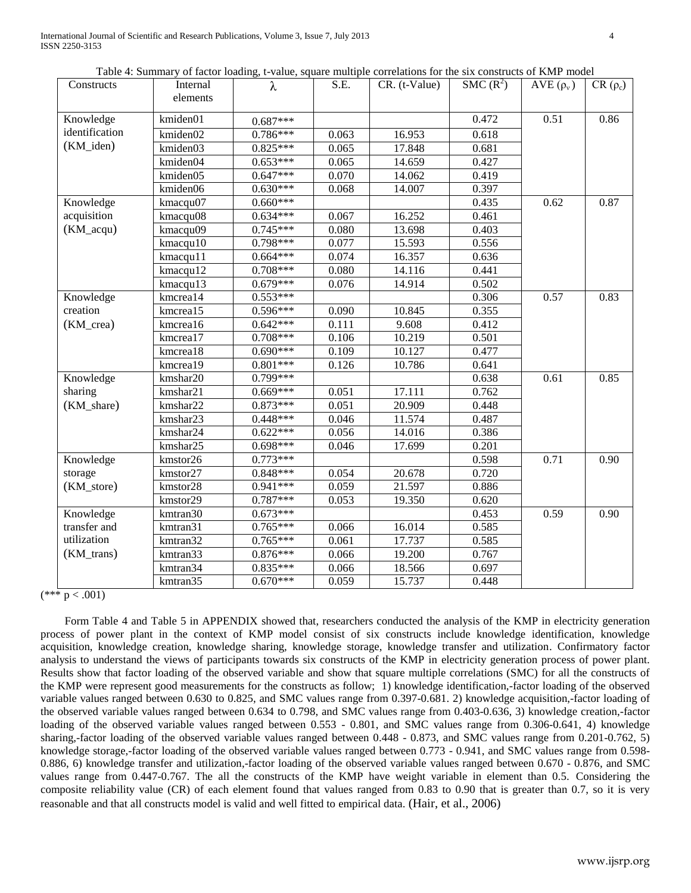Table 4: Summary of factor loading, t-value, square multiple correlations for the six constructs of KMP model

| Constructs | Internal elements | λ | S.E. | CR. (t-Value) | SMC ($R^2$) | AVE ($\rho_v$) | CR ($\rho_c$) |
|---|---|---|---|---|---|---|---|
| Knowledge identification (KM_iden) | kmiden01 | 0.687*** | | | 0.472 | 0.51 | 0.86 |
| | kmiden02 | 0.786*** | 0.063 | 16.953 | 0.618 | | |
| | kmiden03 | 0.825*** | 0.065 | 17.848 | 0.681 | | |
| | kmiden04 | 0.653*** | 0.065 | 14.659 | 0.427 | | |
| | kmiden05 | 0.647*** | 0.070 | 14.062 | 0.419 | | |
| | kmiden06 | 0.630*** | 0.068 | 14.007 | 0.397 | | |
| Knowledge acquisition (KM_acqu) | kmacqu07 | 0.660*** | | | 0.435 | 0.62 | 0.87 |
| | kmacqu08 | 0.634*** | 0.067 | 16.252 | 0.461 | | |
| | kmacqu09 | 0.745*** | 0.080 | 13.698 | 0.403 | | |
| | kmacqu10 | 0.798*** | 0.077 | 15.593 | 0.556 | | |
| | kmacqu11 | 0.664*** | 0.074 | 16.357 | 0.636 | | |
| | kmacqu12 | 0.708*** | 0.080 | 14.116 | 0.441 | | |
| | kmacqu13 | 0.679*** | 0.076 | 14.914 | 0.502 | | |
| Knowledge creation (KM_crea) | kmcrea14 | 0.553*** | | | 0.306 | 0.57 | 0.83 |
| | kmcrea15 | 0.596*** | 0.090 | 10.845 | 0.355 | | |
| | kmcrea16 | 0.642*** | 0.111 | 9.608 | 0.412 | | |
| | kmcrea17 | 0.708*** | 0.106 | 10.219 | 0.501 | | |
| | kmcrea18 | 0.690*** | 0.109 | 10.127 | 0.477 | | |
| | kmcrea19 | 0.801*** | 0.126 | 10.786 | 0.641 | | |
| Knowledge sharing (KM_share) | kmshar20 | 0.799*** | | | 0.638 | 0.61 | 0.85 |
| | kmshar21 | 0.669*** | 0.051 | 17.111 | 0.762 | | |
| | kmshar22 | 0.873*** | 0.051 | 20.909 | 0.448 | | |
| | kmshar23 | 0.448*** | 0.046 | 11.574 | 0.487 | | |
| | kmshar24 | 0.622*** | 0.056 | 14.016 | 0.386 | | |
| | kmshar25 | 0.698*** | 0.046 | 17.699 | 0.201 | | |
| Knowledge storage (KM_store) | kmstor26 | 0.773*** | | | 0.598 | 0.71 | 0.90 |
| | kmstor27 | 0.848*** | 0.054 | 20.678 | 0.720 | | |
| | kmstor28 | 0.941*** | 0.059 | 21.597 | 0.886 | | |
| | kmstor29 | 0.787*** | 0.053 | 19.350 | 0.620 | | |
| Knowledge transfer and utilization (KM_trans) | kmtran30 | 0.673*** | | | 0.453 | 0.59 | 0.90 |
| | kmtran31 | 0.765*** | 0.066 | 16.014 | 0.585 | | |
| | kmtran32 | 0.765*** | 0.061 | 17.737 | 0.585 | | |
| | kmtran33 | 0.876*** | 0.066 | 19.200 | 0.767 | | |
| | kmtran34 | 0.835*** | 0.066 | 18.566 | 0.697 | | |
| | kmtran35 | 0.670*** | 0.059 | 15.737 | 0.448 | | |

(*** $p < .001$)

Form Table 4 and Table 5 in APPENDIX showed that, researchers conducted the analysis of the KMP in electricity generation process of power plant in the context of KMP model consist of six constructs include knowledge identification, knowledge acquisition, knowledge creation, knowledge sharing, knowledge storage, knowledge transfer and utilization. Confirmatory factor analysis to understand the views of participants towards six constructs of the KMP in electricity generation process of power plant. Results show that factor loading of the observed variable and show that square multiple correlations (SMC) for all the constructs of the KMP were represent good measurements for the constructs as follow; 1) knowledge identification,-factor loading of the observed variable values ranged between 0.630 to 0.825, and SMC values range from 0.397-0.681. 2) knowledge acquisition,-factor loading of the observed variable values ranged between 0.634 to 0.798, and SMC values range from 0.403-0.636, 3) knowledge creation,-factor loading of the observed variable values ranged between 0.553 - 0.801, and SMC values range from 0.306-0.641, 4) knowledge sharing,-factor loading of the observed variable values ranged between 0.448 - 0.873, and SMC values range from 0.201-0.762, 5) knowledge storage,-factor loading of the observed variable values ranged between 0.773 - 0.941, and SMC values range from 0.598-0.886, 6) knowledge transfer and utilization,-factor loading of the observed variable values ranged between 0.670 - 0.876, and SMC values range from 0.447-0.767. The all the constructs of the KMP have weight variable in element than 0.5. Considering the composite reliability value (CR) of each element found that values ranged from 0.83 to 0.90 that is greater than 0.7, so it is very reasonable and that all constructs model is valid and well fitted to empirical data. (Hair, et al., 2006)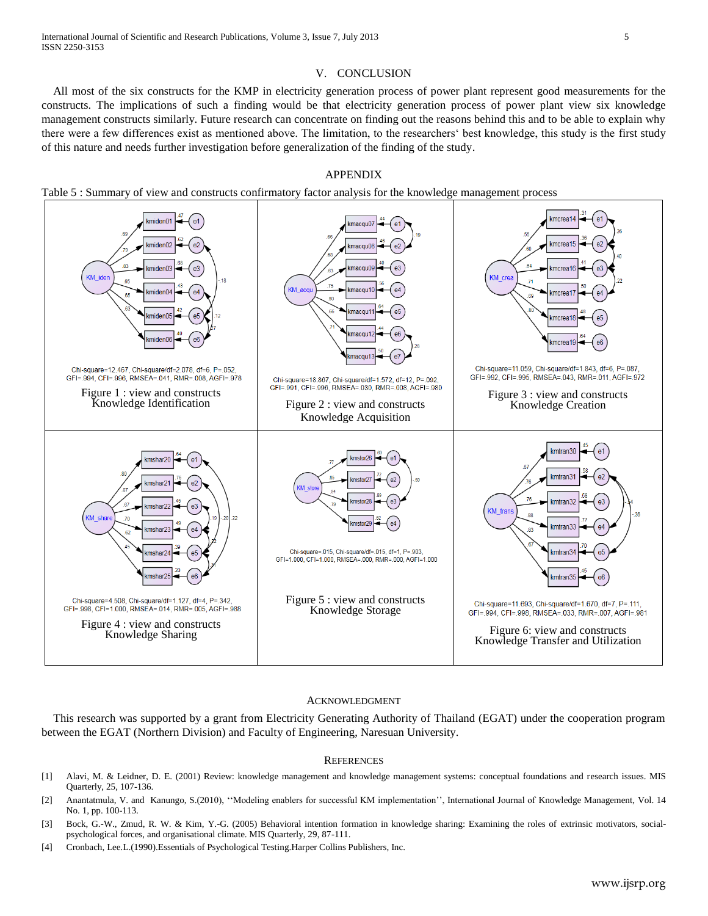## V. CONCLUSION

All most of the six constructs for the KMP in electricity generation process of power plant represent good measurements for the constructs. The implications of such a finding would be that electricity generation process of power plant view six knowledge management constructs similarly. Future research can concentrate on finding out the reasons behind this and to be able to explain why there were a few differences exist as mentioned above. The limitation, to the researchers' best knowledge, this study is the first study of this nature and needs further investigation before generalization of the finding of the study.

## APPENDIX

Table 5 : Summary of view and constructs confirmatory factor analysis for the knowledge management process

Chi-square=12.467, Chi-square/df=2.078, df=6, P=.052, GFI=.994, CFI=.996, RMSEA=.041, RMR=.008, AGFI=.978

Figure 1 : view and constructs Knowledge Identification

Chi-square=18.867, Chi-square/df=1.572, df=12, P=.092, GFI=.991, CFI=.996, RMSEA=.030, RMR=.008, AGFI=.980

Figure 2 : view and constructs Knowledge Acquisition

Chi-square=11.059, Chi-square/df=1.843, df=6, P=.087, GFI=.992, CFI=.995, RMSEA=.043, RMR=.011, AGFI=.972

Figure 3 : view and constructs Knowledge Creation

Chi-square=4.508, Chi-square/df=1.127, df=4, P=.342, GFI=.998, CFI=1.000, RMSEA=.014, RMR=.005, AGFI=.988

Figure 4 : view and constructs Knowledge Sharing

Chi-square=.015, Chi-square/df=.015, df=1, P=.903, GFI=1.000, CFI=1.000, RMSEA=.000, RMR=.000, AGFI=1.000

Figure 5 : view and constructs Knowledge Storage

Chi-square=11.693, Chi-square/df=1.670, df=7, P=.111, GFI=.994, CFI=.998, RMSEA=.033, RMR=.007, AGFI=.981

Figure 6: view and constructs Knowledge Transfer and Utilization

## ACKNOWLEDGMENT

This research was supported by a grant from Electricity Generating Authority of Thailand (EGAT) under the cooperation program between the EGAT (Northern Division) and Faculty of Engineering, Naresuan University.

## REFERENCES

[1] Alavi, M. & Leidner, D. E. (2001) Review: knowledge management and knowledge management systems: conceptual foundations and research issues. MIS Quarterly, 25, 107-136.

[2] Anantatmula, V. and Kanungo, S.(2010), ''Modeling enablers for successful KM implementation'', International Journal of Knowledge Management, Vol. 14 No. 1, pp. 100-113.

[3] Bock, G.-W., Zmud, R. W. & Kim, Y.-G. (2005) Behavioral intention formation in knowledge sharing: Examining the roles of extrinsic motivators, social-psychological forces, and organisational climate. MIS Quarterly, 29, 87-111.

[4] Cronbach, Lee.L.(1990).Essentials of Psychological Testing.Harper Collins Publishers, Inc.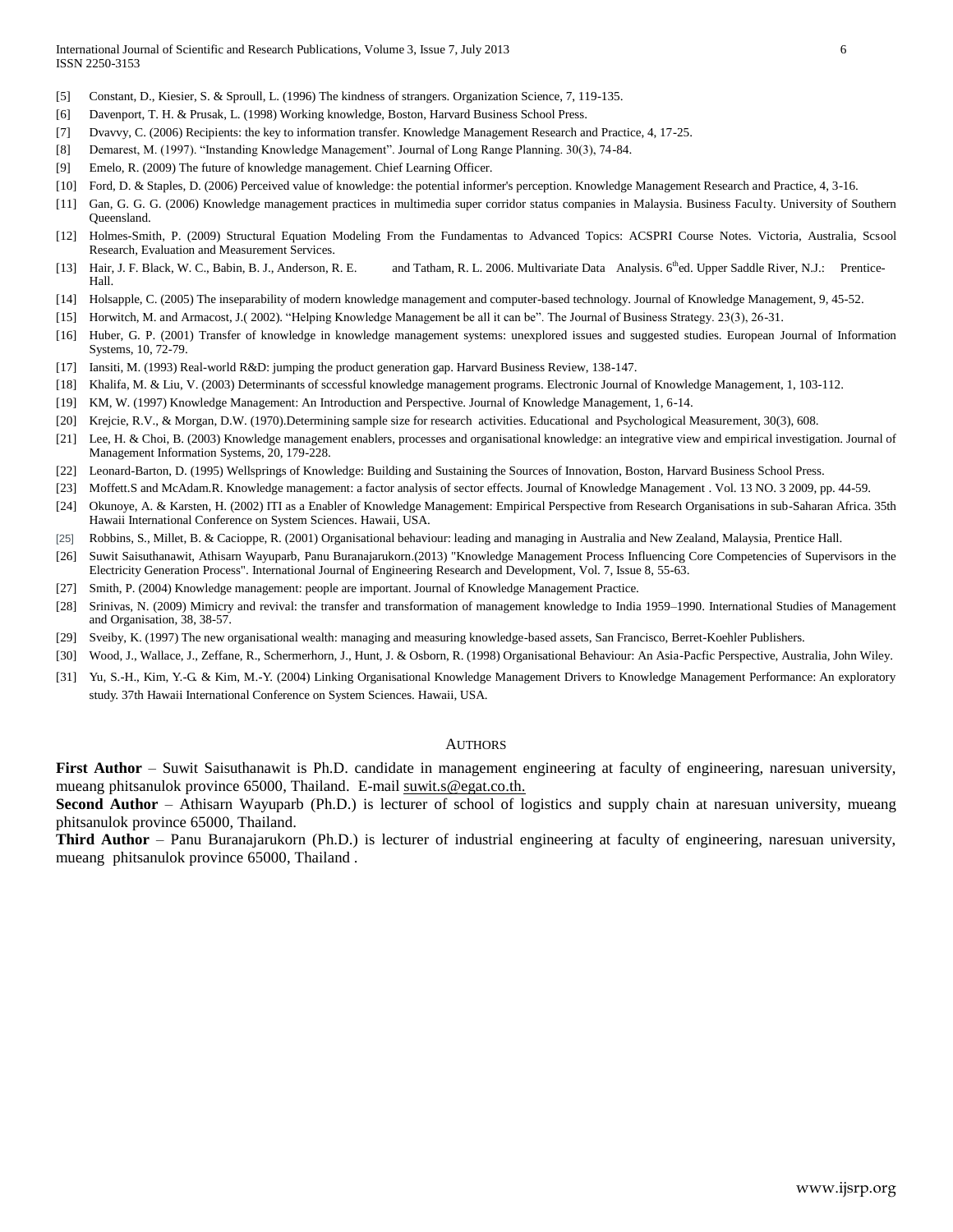[5] Constant, D., Kiesier, S. & Sproull, L. (1996) The kindness of strangers. Organization Science, 7, 119-135.

[6] Davenport, T. H. & Prusak, L. (1998) Working knowledge, Boston, Harvard Business School Press.

[7] Dvavvy, C. (2006) Recipients: the key to information transfer. Knowledge Management Research and Practice, 4, 17-25.

[8] Demarest, M. (1997). "Instanding Knowledge Management". Journal of Long Range Planning. 30(3), 74-84.

[9] Emelo, R. (2009) The future of knowledge management. Chief Learning Officer.

[10] Ford, D. & Staples, D. (2006) Perceived value of knowledge: the potential informer's perception. Knowledge Management Research and Practice, 4, 3-16.

[11] Gan, G. G. G. (2006) Knowledge management practices in multimedia super corridor status companies in Malaysia. Business Faculty. University of Southern Queensland.

[12] Holmes-Smith, P. (2009) Structural Equation Modeling From the Fundamentas to Advanced Topics: ACSPRI Course Notes. Victoria, Australia, Scsool Research, Evaluation and Measurement Services.

[13] Hair, J. F. Black, W. C., Babin, B. J., Anderson, R. E. and Tatham, R. L. 2006. Multivariate Data Analysis. 6th ed. Upper Saddle River, N.J.: Prentice-Hall.

[14] Holsapple, C. (2005) The inseparability of modern knowledge management and computer-based technology. Journal of Knowledge Management, 9, 45-52.

[15] Horwitch, M. and Armacost, J.( 2002). "Helping Knowledge Management be all it can be". The Journal of Business Strategy. 23(3), 26-31.

[16] Huber, G. P. (2001) Transfer of knowledge in knowledge management systems: unexplored issues and suggested studies. European Journal of Information Systems, 10, 72-79.

[17] Iansiti, M. (1993) Real-world R&D: jumping the product generation gap. Harvard Business Review, 138-147.

[18] Khalifa, M. & Liu, V. (2003) Determinants of sccessful knowledge management programs. Electronic Journal of Knowledge Management, 1, 103-112.

[19] KM, W. (1997) Knowledge Management: An Introduction and Perspective. Journal of Knowledge Management, 1, 6-14.

[20] Krejcie, R.V., & Morgan, D.W. (1970).Determining sample size for research activities. Educational and Psychological Measurement, 30(3), 608.

[21] Lee, H. & Choi, B. (2003) Knowledge management enablers, processes and organisational knowledge: an integrative view and empirical investigation. Journal of Management Information Systems, 20, 179-228.

[22] Leonard-Barton, D. (1995) Wellsprings of Knowledge: Building and Sustaining the Sources of Innovation, Boston, Harvard Business School Press.

[23] Moffett.S and McAdam.R. Knowledge management: a factor analysis of sector effects. Journal of Knowledge Management . Vol. 13 NO. 3 2009, pp. 44-59.

[24] Okunoye, A. & Karsten, H. (2002) ITI as a Enabler of Knowledge Management: Empirical Perspective from Research Organisations in sub-Saharan Africa. 35th Hawaii International Conference on System Sciences. Hawaii, USA.

[25] Robbins, S., Millet, B. & Cacioppe, R. (2001) Organisational behaviour: leading and managing in Australia and New Zealand, Malaysia, Prentice Hall.

[26] Suwit Saisuthanawit, Athisarn Wayuparb, Panu Buranajarukorn.(2013) "Knowledge Management Process Influencing Core Competencies of Supervisors in the Electricity Generation Process". International Journal of Engineering Research and Development, Vol. 7, Issue 8, 55-63.

[27] Smith, P. (2004) Knowledge management: people are important. Journal of Knowledge Management Practice.

[28] Srinivas, N. (2009) Mimicry and revival: the transfer and transformation of management knowledge to India 1959–1990. International Studies of Management and Organisation, 38, 38-57.

[29] Sveiby, K. (1997) The new organisational wealth: managing and measuring knowledge-based assets, San Francisco, Berret-Koehler Publishers.

[30] Wood, J., Wallace, J., Zeffane, R., Schermerhorn, J., Hunt, J. & Osborn, R. (1998) Organisational Behaviour: An Asia-Pacfic Perspective, Australia, John Wiley.

[31] Yu, S.-H., Kim, Y.-G. & Kim, M.-Y. (2004) Linking Organisational Knowledge Management Drivers to Knowledge Management Performance: An exploratory study. 37th Hawaii International Conference on System Sciences. Hawaii, USA.

## AUTHORS

**First Author** – Suwit Saisuthanawit is Ph.D. candidate in management engineering at faculty of engineering, naresuan university, mueang phitsanulok province 65000, Thailand. E-mail suwit.s@egat.co.th.

**Second Author** – Athisarn Wayuparb (Ph.D.) is lecturer of school of logistics and supply chain at naresuan university, mueang phitsanulok province 65000, Thailand.

**Third Author** – Panu Buranajarukorn (Ph.D.) is lecturer of industrial engineering at faculty of engineering, naresuan university, mueang phitsanulok province 65000, Thailand .